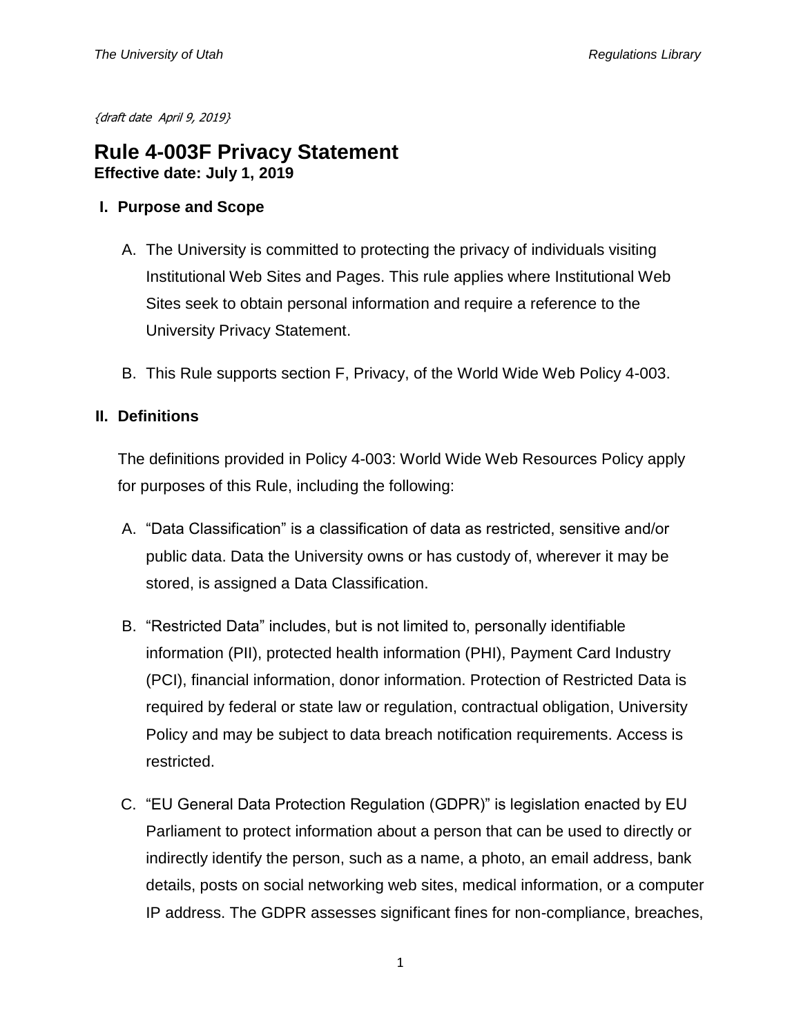*{draft date April 9, 2019}*

# Rule 4-003F Privacy Statement

**Effective date: July 1, 2019**

## I. Purpose and Scope

A. The University is committed to protecting the privacy of individuals visiting Institutional Web Sites and Pages. This rule applies where Institutional Web Sites seek to obtain personal information and require a reference to the University Privacy Statement.

B. This Rule supports section F, Privacy, of the World Wide Web Policy 4-003.

## II. Definitions

The definitions provided in Policy 4-003: World Wide Web Resources Policy apply for purposes of this Rule, including the following:

A. "Data Classification" is a classification of data as restricted, sensitive and/or public data. Data the University owns or has custody of, wherever it may be stored, is assigned a Data Classification.

B. "Restricted Data" includes, but is not limited to, personally identifiable information (PII), protected health information (PHI), Payment Card Industry (PCI), financial information, donor information. Protection of Restricted Data is required by federal or state law or regulation, contractual obligation, University Policy and may be subject to data breach notification requirements. Access is restricted.

C. "EU General Data Protection Regulation (GDPR)" is legislation enacted by EU Parliament to protect information about a person that can be used to directly or indirectly identify the person, such as a name, a photo, an email address, bank details, posts on social networking web sites, medical information, or a computer IP address. The GDPR assesses significant fines for non-compliance, breaches,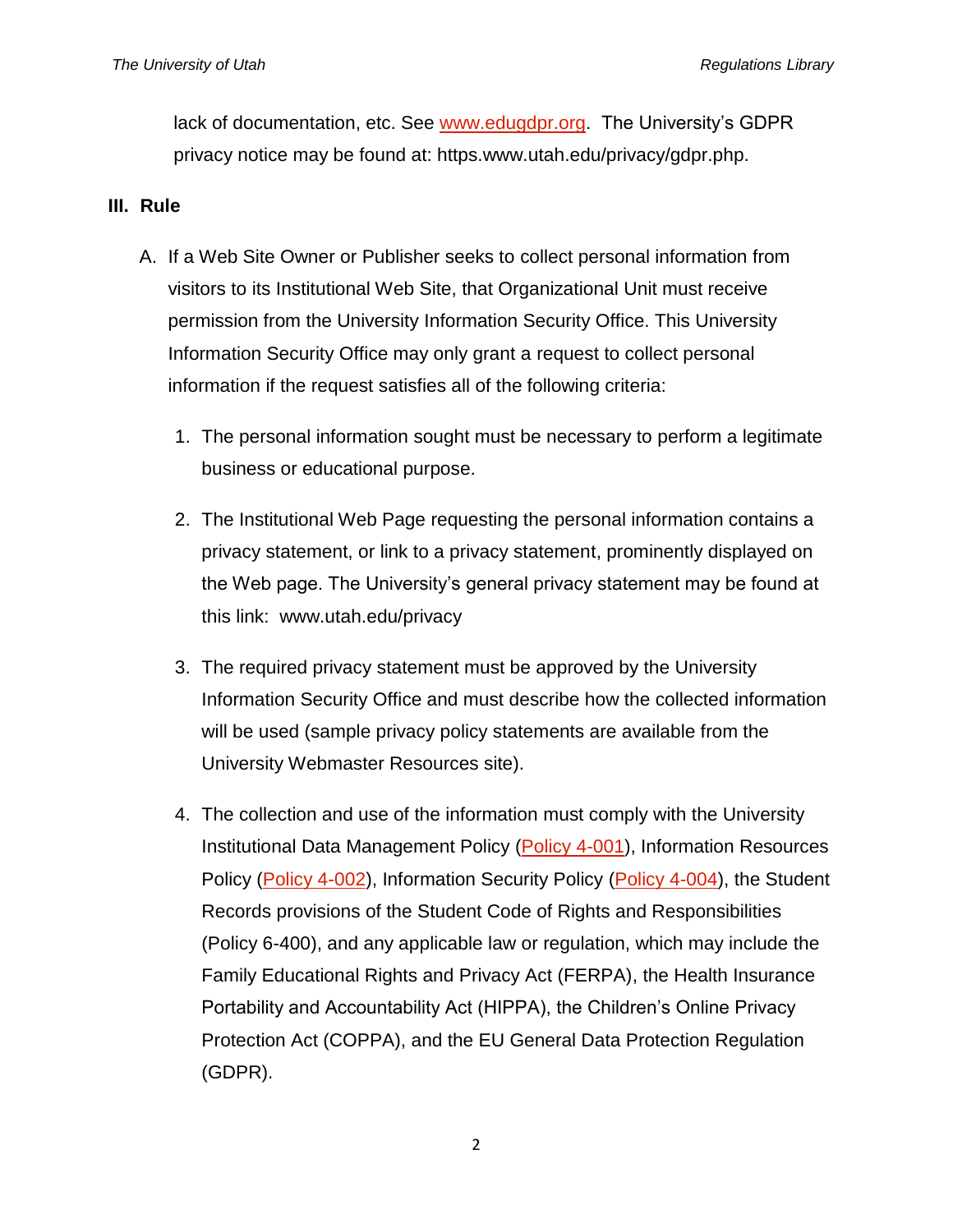lack of documentation, etc. See [www.edugdpr.org](www.edugdpr.org). The University's GDPR privacy notice may be found at: https.www.utah.edu/privacy/gdpr.php.

## III. Rule

A. If a Web Site Owner or Publisher seeks to collect personal information from visitors to its Institutional Web Site, that Organizational Unit must receive permission from the University Information Security Office. This University Information Security Office may only grant a request to collect personal information if the request satisfies all of the following criteria:

1. The personal information sought must be necessary to perform a legitimate business or educational purpose.

2. The Institutional Web Page requesting the personal information contains a privacy statement, or link to a privacy statement, prominently displayed on the Web page. The University's general privacy statement may be found at this link: www.utah.edu/privacy

3. The required privacy statement must be approved by the University Information Security Office and must describe how the collected information will be used (sample privacy policy statements are available from the University Webmaster Resources site).

4. The collection and use of the information must comply with the University Institutional Data Management Policy (Policy 4-001), Information Resources Policy (Policy 4-002), Information Security Policy (Policy 4-004), the Student Records provisions of the Student Code of Rights and Responsibilities (Policy 6-400), and any applicable law or regulation, which may include the Family Educational Rights and Privacy Act (FERPA), the Health Insurance Portability and Accountability Act (HIPPA), the Children's Online Privacy Protection Act (COPPA), and the EU General Data Protection Regulation (GDPR).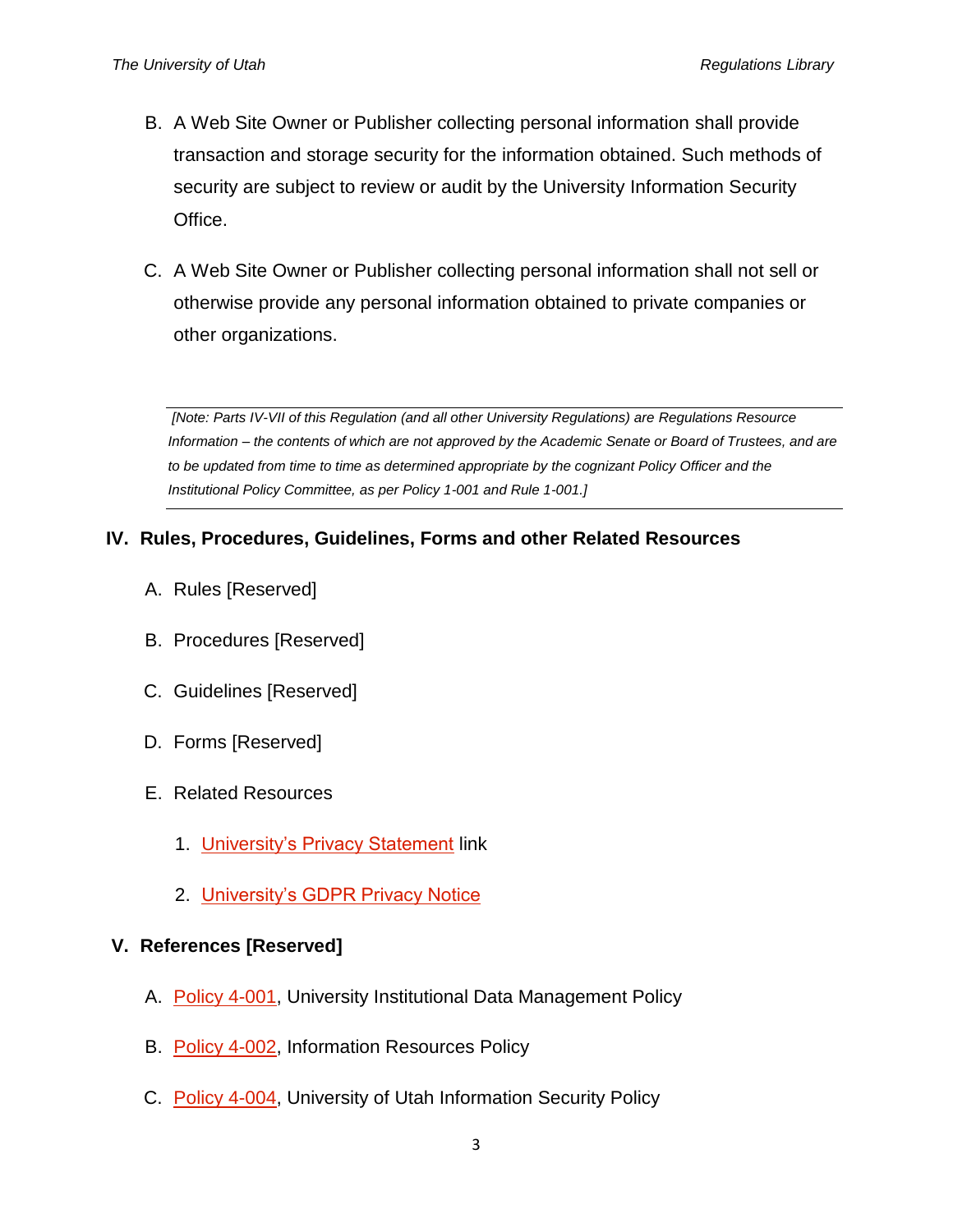B. A Web Site Owner or Publisher collecting personal information shall provide transaction and storage security for the information obtained. Such methods of security are subject to review or audit by the University Information Security Office.

C. A Web Site Owner or Publisher collecting personal information shall not sell or otherwise provide any personal information obtained to private companies or other organizations.

---

*[Note: Parts IV-VII of this Regulation (and all other University Regulations) are Regulations Resource Information – the contents of which are not approved by the Academic Senate or Board of Trustees, and are to be updated from time to time as determined appropriate by the cognizant Policy Officer and the Institutional Policy Committee, as per Policy 1-001 and Rule 1-001.]*

---

## IV. Rules, Procedures, Guidelines, Forms and other Related Resources

A. Rules [Reserved]

B. Procedures [Reserved]

C. Guidelines [Reserved]

D. Forms [Reserved]

E. Related Resources

1. University's Privacy Statement link
2. University's GDPR Privacy Notice

## V. References [Reserved]

A. Policy 4-001, University Institutional Data Management Policy

B. Policy 4-002, Information Resources Policy

C. Policy 4-004, University of Utah Information Security Policy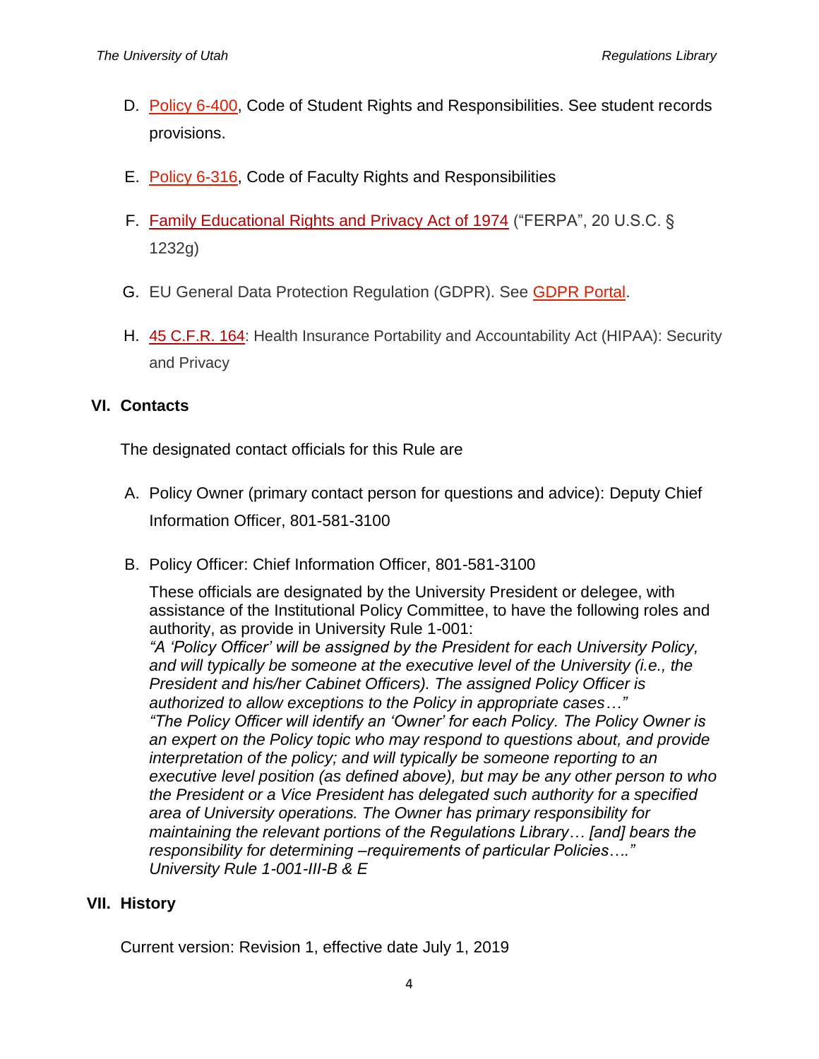D. Policy 6-400, Code of Student Rights and Responsibilities. See student records provisions.

E. Policy 6-316, Code of Faculty Rights and Responsibilities

F. Family Educational Rights and Privacy Act of 1974 ("FERPA", 20 U.S.C. § 1232g)

G. EU General Data Protection Regulation (GDPR). See GDPR Portal.

H. 45 C.F.R. 164: Health Insurance Portability and Accountability Act (HIPAA): Security and Privacy

## VI. Contacts

The designated contact officials for this Rule are

A. Policy Owner (primary contact person for questions and advice): Deputy Chief Information Officer, 801-581-3100

B. Policy Officer: Chief Information Officer, 801-581-3100

These officials are designated by the University President or delegee, with assistance of the Institutional Policy Committee, to have the following roles and authority, as provide in University Rule 1-001:

*"A 'Policy Officer' will be assigned by the President for each University Policy, and will typically be someone at the executive level of the University (i.e., the President and his/her Cabinet Officers). The assigned Policy Officer is authorized to allow exceptions to the Policy in appropriate cases…"*

*"The Policy Officer will identify an 'Owner' for each Policy. The Policy Owner is an expert on the Policy topic who may respond to questions about, and provide interpretation of the policy; and will typically be someone reporting to an executive level position (as defined above), but may be any other person to who the President or a Vice President has delegated such authority for a specified area of University operations. The Owner has primary responsibility for maintaining the relevant portions of the Regulations Library… [and] bears the responsibility for determining –requirements of particular Policies…."*

*University Rule 1-001-III-B & E*

## VII. History

Current version: Revision 1, effective date July 1, 2019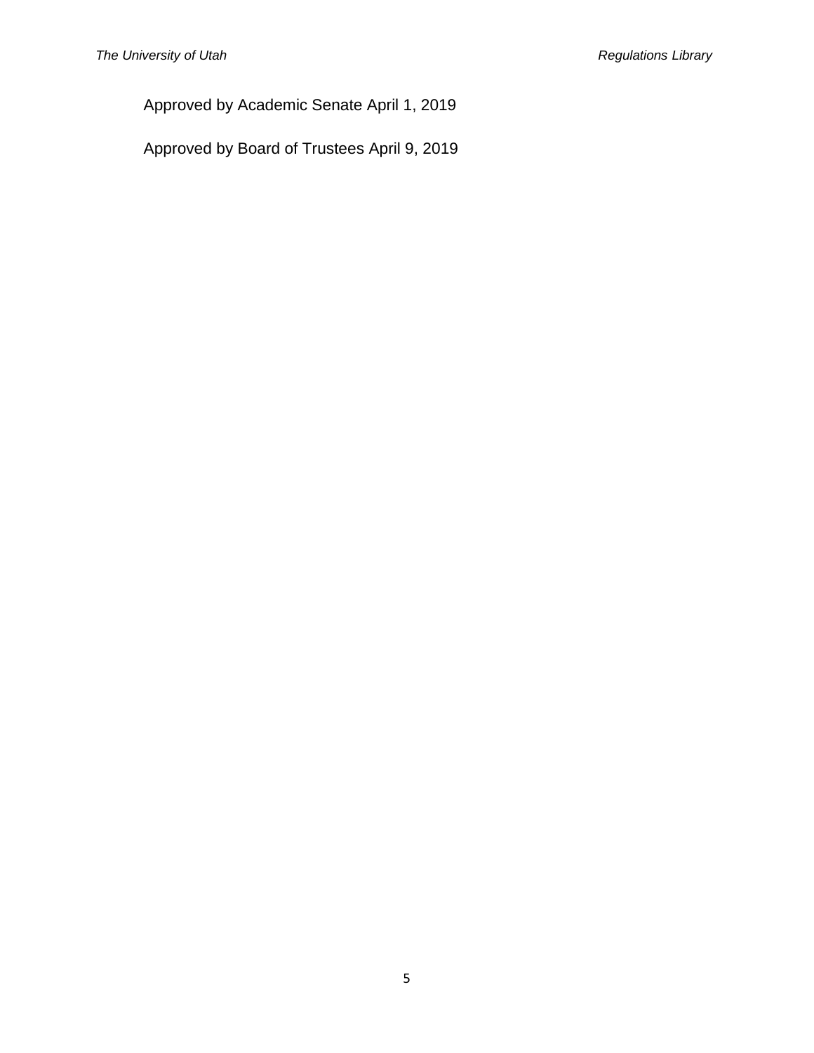Approved by Academic Senate April 1, 2019

Approved by Board of Trustees April 9, 2019